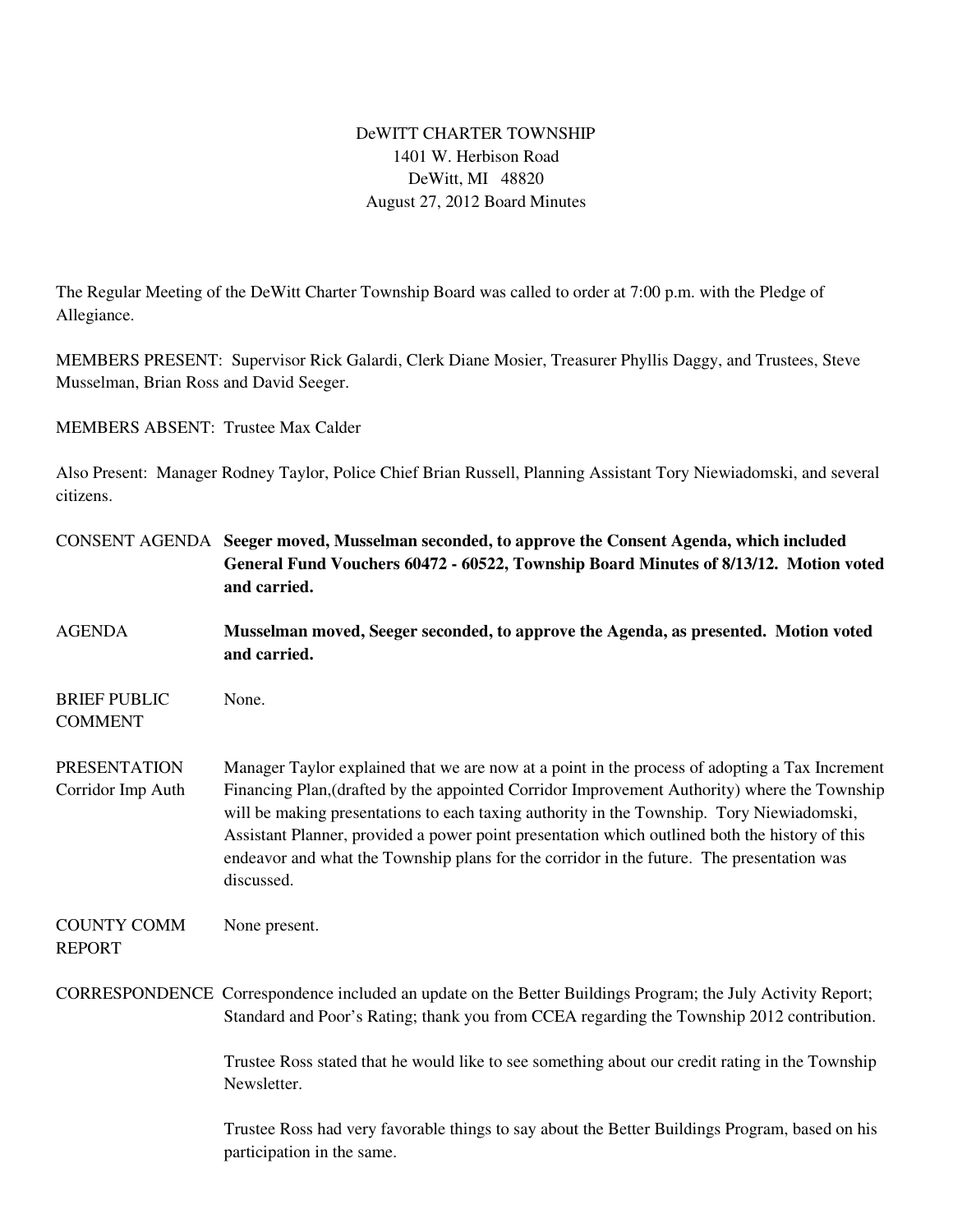DeWITT CHARTER TOWNSHIP
1401 W. Herbison Road
DeWitt, MI 48820
August 27, 2012 Board Minutes

The Regular Meeting of the DeWitt Charter Township Board was called to order at 7:00 p.m. with the Pledge of Allegiance.

MEMBERS PRESENT: Supervisor Rick Galardi, Clerk Diane Mosier, Treasurer Phyllis Daggy, and Trustees, Steve Musselman, Brian Ross and David Seeger.

MEMBERS ABSENT: Trustee Max Calder

Also Present: Manager Rodney Taylor, Police Chief Brian Russell, Planning Assistant Tory Niewiadomski, and several citizens.

CONSENT AGENDA **Seeger moved, Musselman seconded, to approve the Consent Agenda, which included General Fund Vouchers 60472 - 60522, Township Board Minutes of 8/13/12. Motion voted and carried.**

AGENDA **Musselman moved, Seeger seconded, to approve the Agenda, as presented. Motion voted and carried.**

BRIEF PUBLIC COMMENT None.

PRESENTATION Corridor Imp Auth Manager Taylor explained that we are now at a point in the process of adopting a Tax Increment Financing Plan,(drafted by the appointed Corridor Improvement Authority) where the Township will be making presentations to each taxing authority in the Township. Tory Niewiadomski, Assistant Planner, provided a power point presentation which outlined both the history of this endeavor and what the Township plans for the corridor in the future. The presentation was discussed.

COUNTY COMM REPORT None present.

CORRESPONDENCE Correspondence included an update on the Better Buildings Program; the July Activity Report; Standard and Poor's Rating; thank you from CCEA regarding the Township 2012 contribution.

Trustee Ross stated that he would like to see something about our credit rating in the Township Newsletter.

Trustee Ross had very favorable things to say about the Better Buildings Program, based on his participation in the same.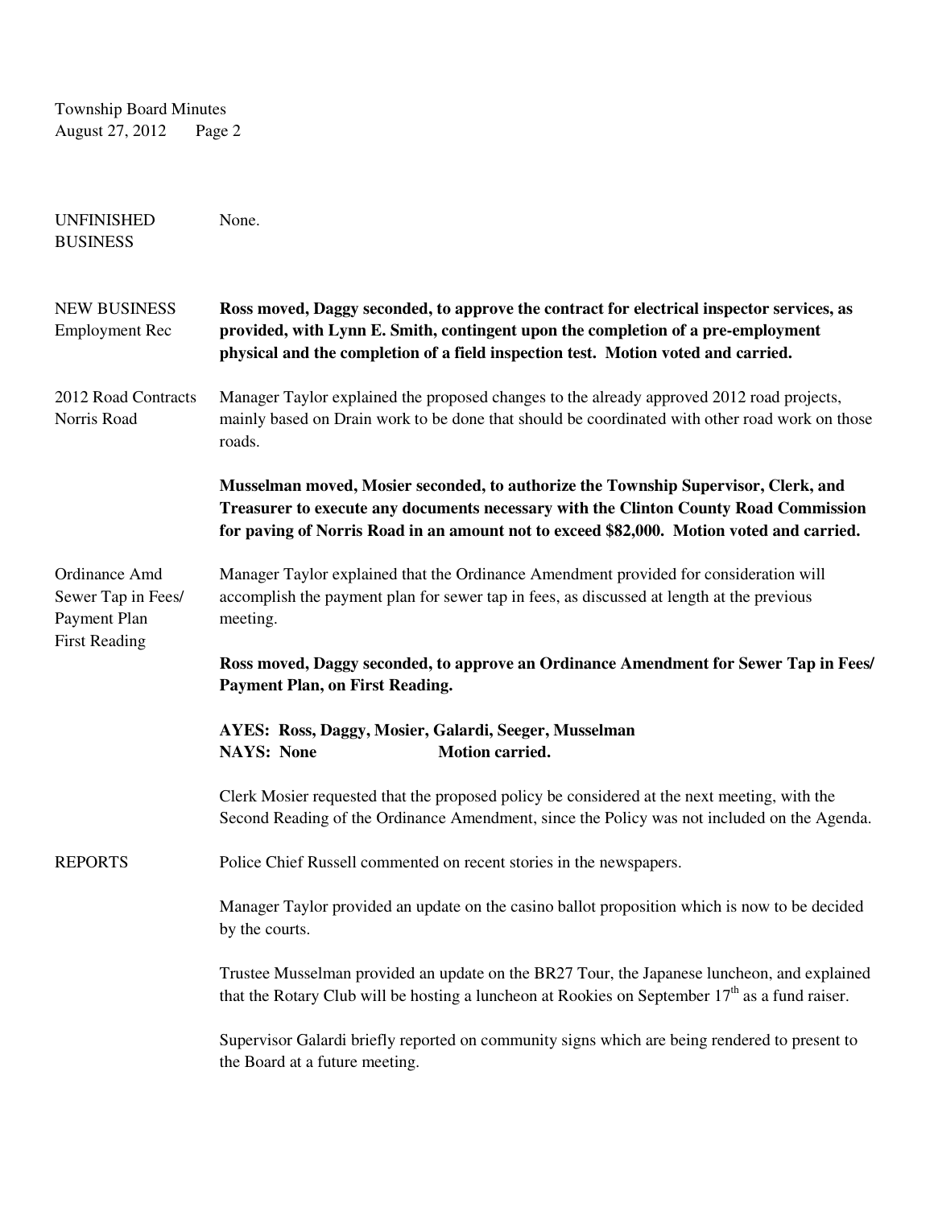UNFINISHED BUSINESS

None.

NEW BUSINESS
Employment Rec

**Ross moved, Daggy seconded, to approve the contract for electrical inspector services, as provided, with Lynn E. Smith, contingent upon the completion of a pre-employment physical and the completion of a field inspection test. Motion voted and carried.**

2012 Road Contracts
Norris Road

Manager Taylor explained the proposed changes to the already approved 2012 road projects, mainly based on Drain work to be done that should be coordinated with other road work on those roads.

**Musselman moved, Mosier seconded, to authorize the Township Supervisor, Clerk, and Treasurer to execute any documents necessary with the Clinton County Road Commission for paving of Norris Road in an amount not to exceed $82,000. Motion voted and carried.**

Ordinance Amd
Sewer Tap in Fees/
Payment Plan
First Reading

Manager Taylor explained that the Ordinance Amendment provided for consideration will accomplish the payment plan for sewer tap in fees, as discussed at length at the previous meeting.

**Ross moved, Daggy seconded, to approve an Ordinance Amendment for Sewer Tap in Fees/ Payment Plan, on First Reading.**

**AYES: Ross, Daggy, Mosier, Galardi, Seeger, Musselman**
**NAYS: None Motion carried.**

Clerk Mosier requested that the proposed policy be considered at the next meeting, with the Second Reading of the Ordinance Amendment, since the Policy was not included on the Agenda.

REPORTS

Police Chief Russell commented on recent stories in the newspapers.

Manager Taylor provided an update on the casino ballot proposition which is now to be decided by the courts.

Trustee Musselman provided an update on the BR27 Tour, the Japanese luncheon, and explained that the Rotary Club will be hosting a luncheon at Rookies on September 17th as a fund raiser.

Supervisor Galardi briefly reported on community signs which are being rendered to present to the Board at a future meeting.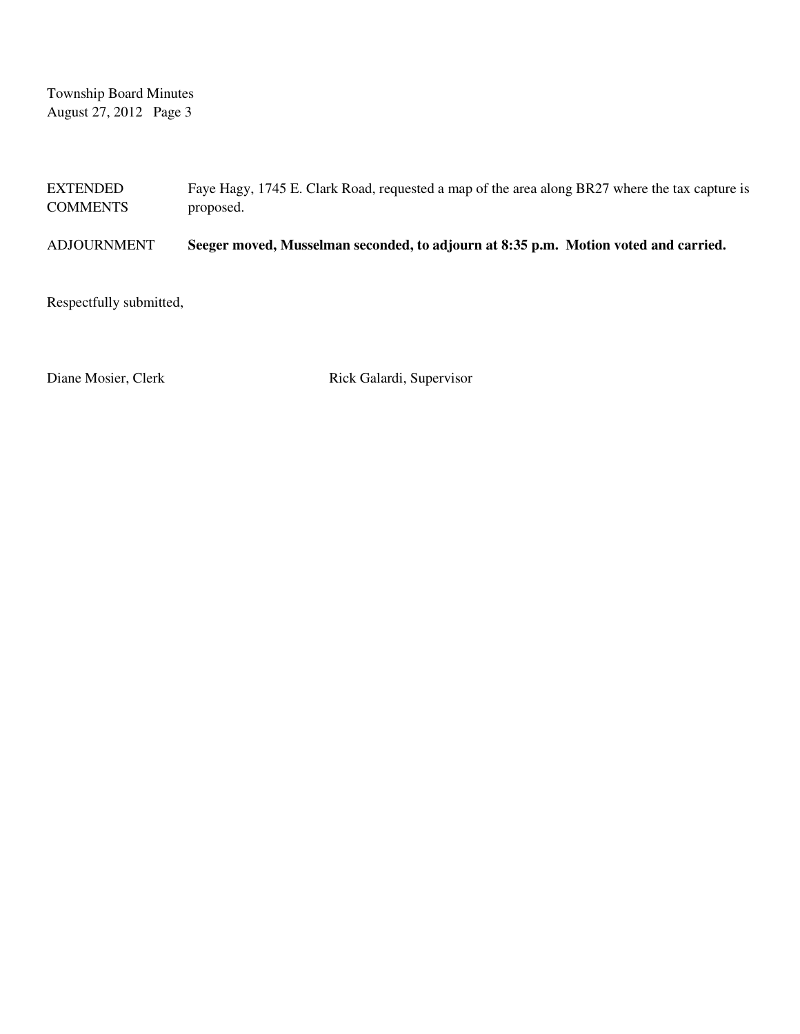EXTENDED COMMENTS Faye Hagy, 1745 E. Clark Road, requested a map of the area along BR27 where the tax capture is proposed.

ADJOURNMENT **Seeger moved, Musselman seconded, to adjourn at 8:35 p.m. Motion voted and carried.**

Respectfully submitted,

Diane Mosier, Clerk Rick Galardi, Supervisor